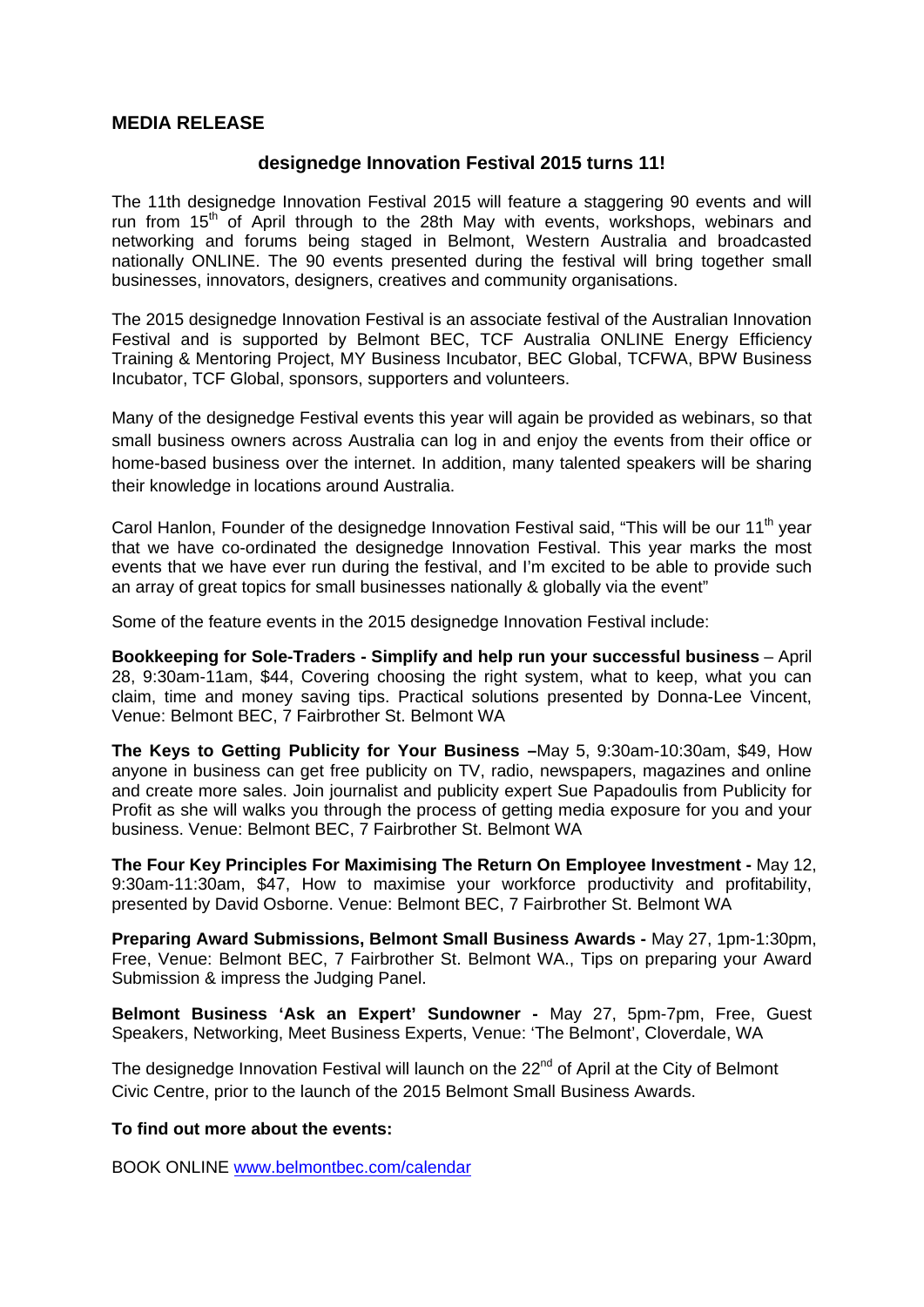## MEDIA RELEASE

### designedge Innovation Festival 2015 turns 11!

The 11th designedge Innovation Festival 2015 will feature a staggering 90 events and will run from 15th of April through to the 28th May with events, workshops, webinars and networking and forums being staged in Belmont, Western Australia and broadcasted nationally ONLINE. The 90 events presented during the festival will bring together small businesses, innovators, designers, creatives and community organisations.

The 2015 designedge Innovation Festival is an associate festival of the Australian Innovation Festival and is supported by Belmont BEC, TCF Australia ONLINE Energy Efficiency Training & Mentoring Project, MY Business Incubator, BEC Global, TCFWA, BPW Business Incubator, TCF Global, sponsors, supporters and volunteers.

Many of the designedge Festival events this year will again be provided as webinars, so that small business owners across Australia can log in and enjoy the events from their office or home-based business over the internet. In addition, many talented speakers will be sharing their knowledge in locations around Australia.

Carol Hanlon, Founder of the designedge Innovation Festival said, "This will be our 11th year that we have co-ordinated the designedge Innovation Festival. This year marks the most events that we have ever run during the festival, and I'm excited to be able to provide such an array of great topics for small businesses nationally & globally via the event"

Some of the feature events in the 2015 designedge Innovation Festival include:

**Bookkeeping for Sole-Traders - Simplify and help run your successful business** – April 28, 9:30am-11am, $44, Covering choosing the right system, what to keep, what you can claim, time and money saving tips. Practical solutions presented by Donna-Lee Vincent, Venue: Belmont BEC, 7 Fairbrother St. Belmont WA

**The Keys to Getting Publicity for Your Business –**May 5, 9:30am-10:30am, $49, How anyone in business can get free publicity on TV, radio, newspapers, magazines and online and create more sales. Join journalist and publicity expert Sue Papadoulis from Publicity for Profit as she will walks you through the process of getting media exposure for you and your business. Venue: Belmont BEC, 7 Fairbrother St. Belmont WA

**The Four Key Principles For Maximising The Return On Employee Investment -** May 12, 9:30am-11:30am, $47, How to maximise your workforce productivity and profitability, presented by David Osborne. Venue: Belmont BEC, 7 Fairbrother St. Belmont WA

**Preparing Award Submissions, Belmont Small Business Awards -** May 27, 1pm-1:30pm, Free, Venue: Belmont BEC, 7 Fairbrother St. Belmont WA., Tips on preparing your Award Submission & impress the Judging Panel.

**Belmont Business 'Ask an Expert' Sundowner -** May 27, 5pm-7pm, Free, Guest Speakers, Networking, Meet Business Experts, Venue: 'The Belmont', Cloverdale, WA

The designedge Innovation Festival will launch on the 22nd of April at the City of Belmont Civic Centre, prior to the launch of the 2015 Belmont Small Business Awards.

**To find out more about the events:**

BOOK ONLINE www.belmontbec.com/calendar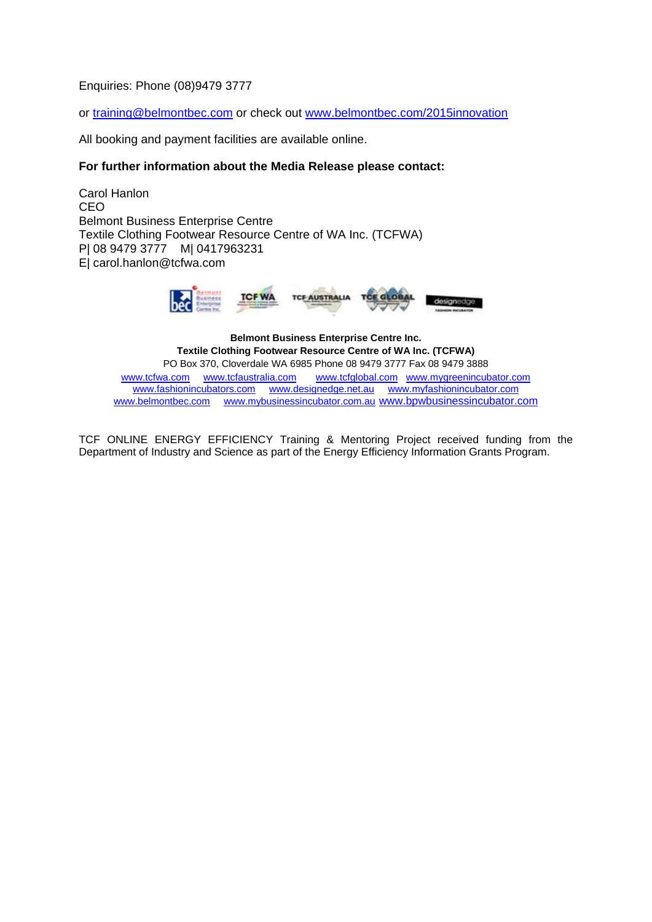Enquiries: Phone (08)9479 3777

or training@belmontbec.com or check out www.belmontbec.com/2015innovation

All booking and payment facilities are available online.

**For further information about the Media Release please contact:**

Carol Hanlon
CEO
Belmont Business Enterprise Centre
Textile Clothing Footwear Resource Centre of WA Inc. (TCFWA)
P| 08 9479 3777 M| 0417963231
E| carol.hanlon@tcfwa.com

**Belmont Business Enterprise Centre Inc.**
**Textile Clothing Footwear Resource Centre of WA Inc. (TCFWA)**
PO Box 370, Cloverdale WA 6985 Phone 08 9479 3777 Fax 08 9479 3888
www.tcfwa.com www.tcfaustralia.com www.tcfglobal.com www.mygreenincubator.com
www.fashionincubators.com www.designedge.net.au www.myfashionincubator.com
www.belmontbec.com www.mybusinessincubator.com.au www.bpwbusinessincubator.com

TCF ONLINE ENERGY EFFICIENCY Training & Mentoring Project received funding from the Department of Industry and Science as part of the Energy Efficiency Information Grants Program.